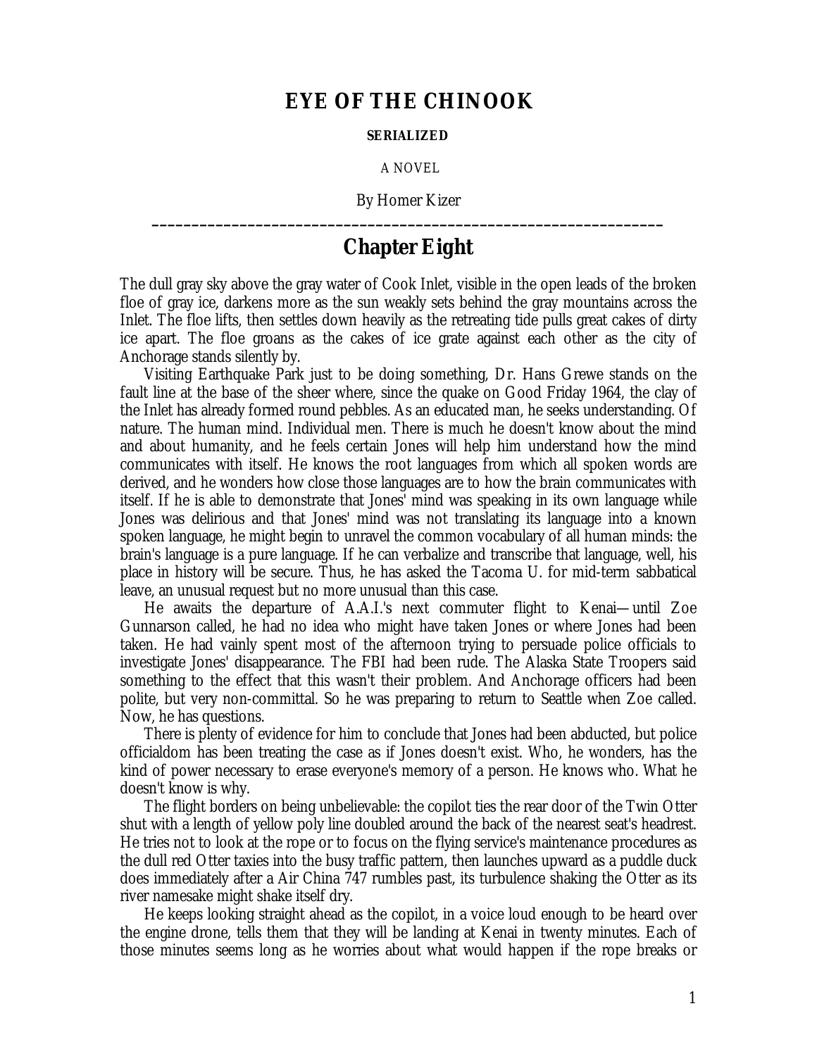# EYE OF THE CHINOOK

**SERIALIZED**

A NOVEL

By Homer Kizer

---

## Chapter Eight

The dull gray sky above the gray water of Cook Inlet, visible in the open leads of the broken floe of gray ice, darkens more as the sun weakly sets behind the gray mountains across the Inlet. The floe lifts, then settles down heavily as the retreating tide pulls great cakes of dirty ice apart. The floe groans as the cakes of ice grate against each other as the city of Anchorage stands silently by.

Visiting Earthquake Park just to be doing something, Dr. Hans Grewe stands on the fault line at the base of the sheer where, since the quake on Good Friday 1964, the clay of the Inlet has already formed round pebbles. As an educated man, he seeks understanding. Of nature. The human mind. Individual men. There is much he doesn't know about the mind and about humanity, and he feels certain Jones will help him understand how the mind communicates with itself. He knows the root languages from which all spoken words are derived, and he wonders how close those languages are to how the brain communicates with itself. If he is able to demonstrate that Jones' mind was speaking in its own language while Jones was delirious and that Jones' mind was not translating its language into a known spoken language, he might begin to unravel the common vocabulary of all human minds: the brain's language is a pure language. If he can verbalize and transcribe that language, well, his place in history will be secure. Thus, he has asked the Tacoma U. for mid-term sabbatical leave, an unusual request but no more unusual than this case.

He awaits the departure of A.A.I.'s next commuter flight to Kenai—until Zoe Gunnarson called, he had no idea who might have taken Jones or where Jones had been taken. He had vainly spent most of the afternoon trying to persuade police officials to investigate Jones' disappearance. The FBI had been rude. The Alaska State Troopers said something to the effect that this wasn't their problem. And Anchorage officers had been polite, but very non-committal. So he was preparing to return to Seattle when Zoe called. Now, he has questions.

There is plenty of evidence for him to conclude that Jones had been abducted, but police officialdom has been treating the case as if Jones doesn't exist. Who, he wonders, has the kind of power necessary to erase everyone's memory of a person. He knows who. What he doesn't know is why.

The flight borders on being unbelievable: the copilot ties the rear door of the Twin Otter shut with a length of yellow poly line doubled around the back of the nearest seat's headrest. He tries not to look at the rope or to focus on the flying service's maintenance procedures as the dull red Otter taxies into the busy traffic pattern, then launches upward as a puddle duck does immediately after a Air China 747 rumbles past, its turbulence shaking the Otter as its river namesake might shake itself dry.

He keeps looking straight ahead as the copilot, in a voice loud enough to be heard over the engine drone, tells them that they will be landing at Kenai in twenty minutes. Each of those minutes seems long as he worries about what would happen if the rope breaks or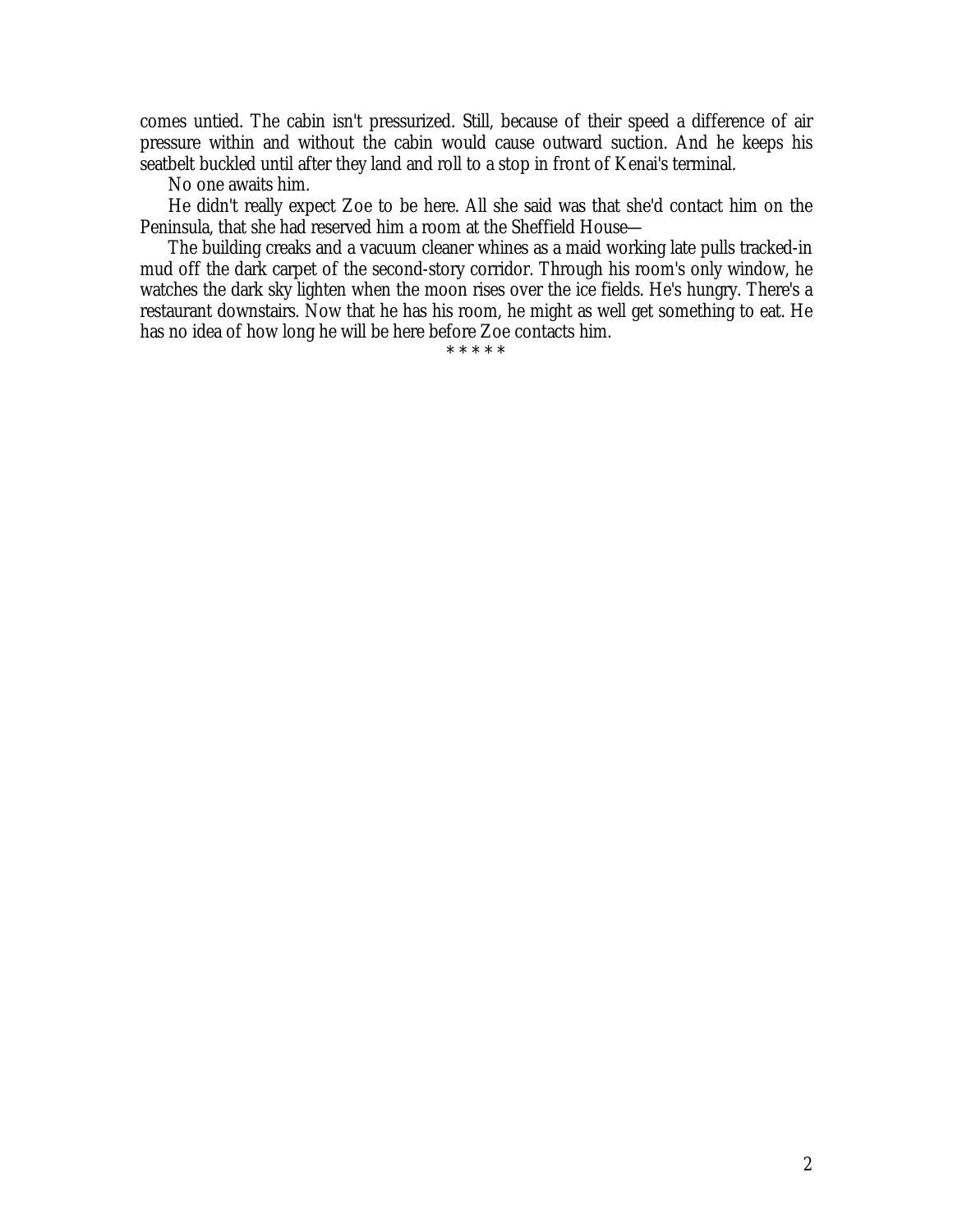comes untied. The cabin isn't pressurized. Still, because of their speed a difference of air pressure within and without the cabin would cause outward suction. And he keeps his seatbelt buckled until after they land and roll to a stop in front of Kenai's terminal.

No one awaits him.

He didn't really expect Zoe to be here. All she said was that she'd contact him on the Peninsula, that she had reserved him a room at the Sheffield House—

The building creaks and a vacuum cleaner whines as a maid working late pulls tracked-in mud off the dark carpet of the second-story corridor. Through his room's only window, he watches the dark sky lighten when the moon rises over the ice fields. He's hungry. There's a restaurant downstairs. Now that he has his room, he might as well get something to eat. He has no idea of how long he will be here before Zoe contacts him.

\* \* \* \* \*